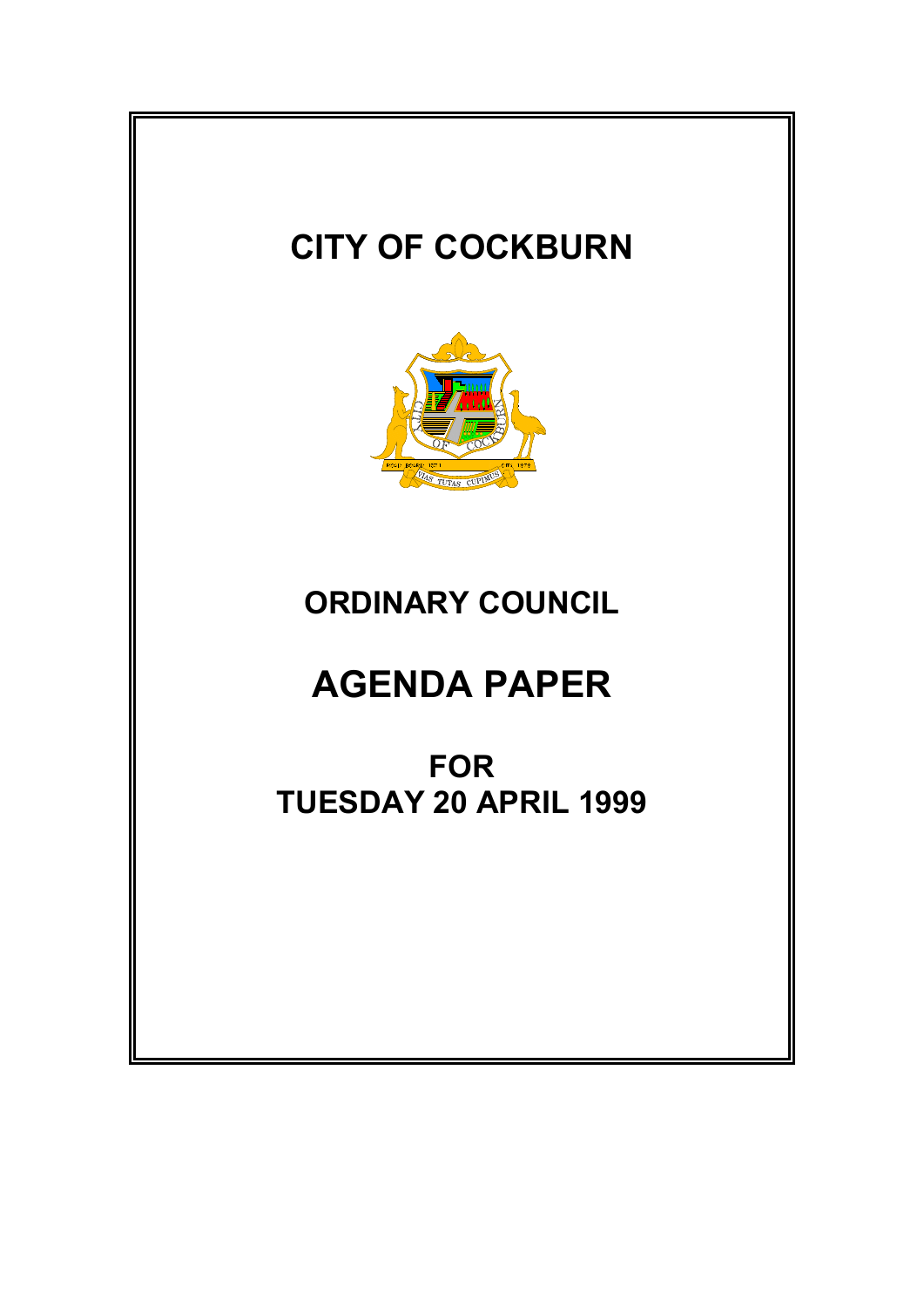# CITY OF COCKBURN

## ORDINARY COUNCIL

# AGENDA PAPER

## FOR
## TUESDAY 20 APRIL 1999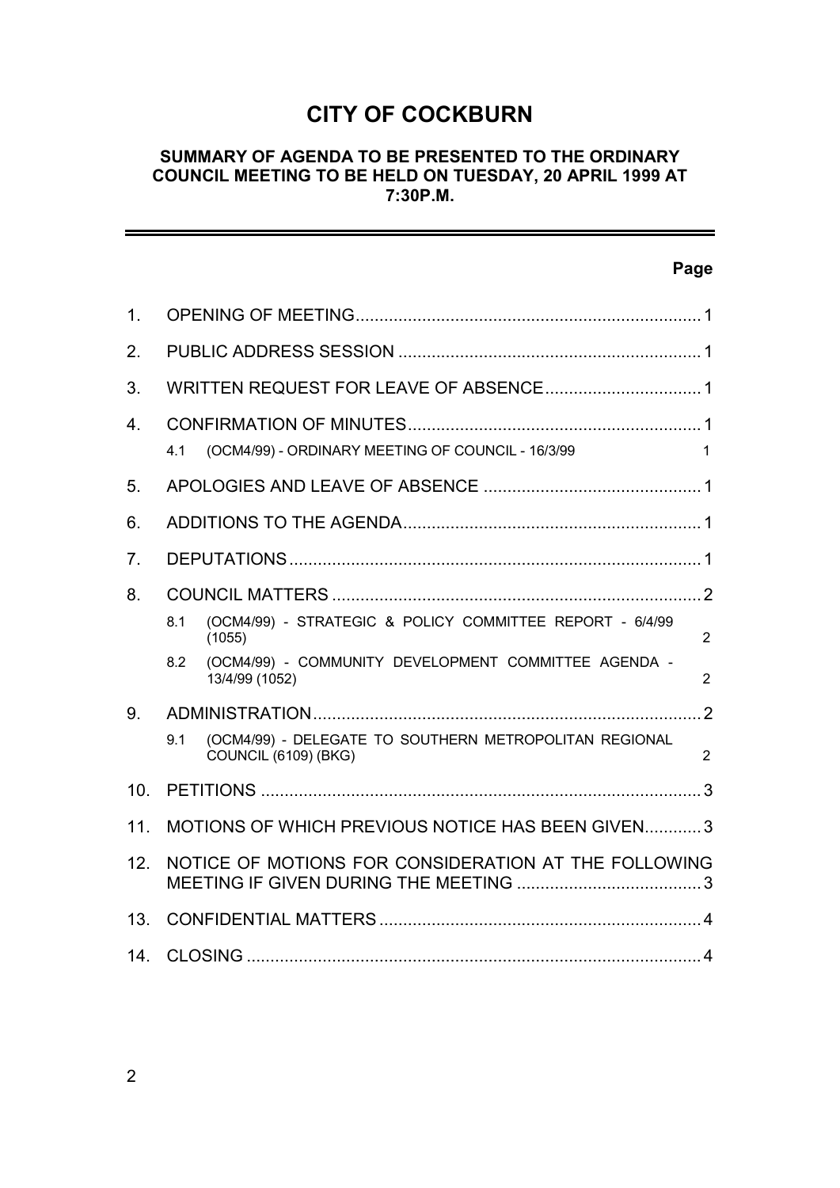# CITY OF COCKBURN

## SUMMARY OF AGENDA TO BE PRESENTED TO THE ORDINARY COUNCIL MEETING TO BE HELD ON TUESDAY, 20 APRIL 1999 AT 7:30P.M.

| | | Page |
|---|---|---|
| 1. | OPENING OF MEETING | 1 |
| 2. | PUBLIC ADDRESS SESSION | 1 |
| 3. | WRITTEN REQUEST FOR LEAVE OF ABSENCE | 1 |
| 4. | CONFIRMATION OF MINUTES | 1 |
| | 4.1 (OCM4/99) - ORDINARY MEETING OF COUNCIL - 16/3/99 | 1 |
| 5. | APOLOGIES AND LEAVE OF ABSENCE | 1 |
| 6. | ADDITIONS TO THE AGENDA | 1 |
| 7. | DEPUTATIONS | 1 |
| 8. | COUNCIL MATTERS | 2 |
| | 8.1 (OCM4/99) - STRATEGIC & POLICY COMMITTEE REPORT - 6/4/99 (1055) | 2 |
| | 8.2 (OCM4/99) - COMMUNITY DEVELOPMENT COMMITTEE AGENDA - 13/4/99 (1052) | 2 |
| 9. | ADMINISTRATION | 2 |
| | 9.1 (OCM4/99) - DELEGATE TO SOUTHERN METROPOLITAN REGIONAL COUNCIL (6109) (BKG) | 2 |
| 10. | PETITIONS | 3 |
| 11. | MOTIONS OF WHICH PREVIOUS NOTICE HAS BEEN GIVEN | 3 |
| 12. | NOTICE OF MOTIONS FOR CONSIDERATION AT THE FOLLOWING MEETING IF GIVEN DURING THE MEETING | 3 |
| 13. | CONFIDENTIAL MATTERS | 4 |
| 14. | CLOSING | 4 |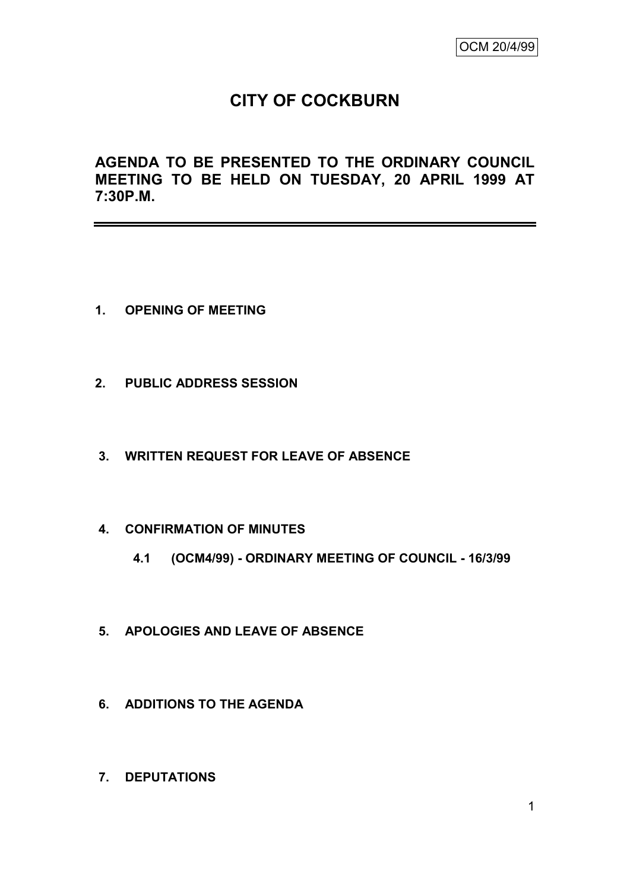OCM 20/4/99

# CITY OF COCKBURN

## AGENDA TO BE PRESENTED TO THE ORDINARY COUNCIL MEETING TO BE HELD ON TUESDAY, 20 APRIL 1999 AT 7:30P.M.

---

**1. OPENING OF MEETING**

**2. PUBLIC ADDRESS SESSION**

**3. WRITTEN REQUEST FOR LEAVE OF ABSENCE**

**4. CONFIRMATION OF MINUTES**

**4.1 (OCM4/99) - ORDINARY MEETING OF COUNCIL - 16/3/99**

**5. APOLOGIES AND LEAVE OF ABSENCE**

**6. ADDITIONS TO THE AGENDA**

**7. DEPUTATIONS**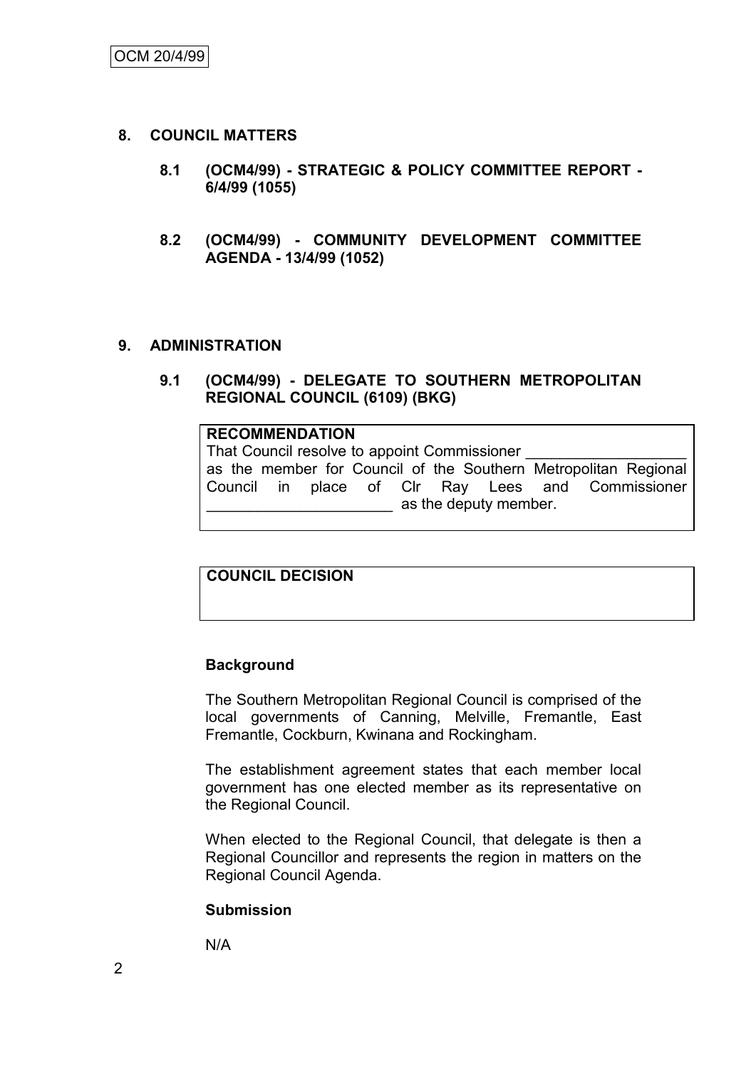## 8. COUNCIL MATTERS

### 8.1 (OCM4/99) - STRATEGIC & POLICY COMMITTEE REPORT - 6/4/99 (1055)

### 8.2 (OCM4/99) - COMMUNITY DEVELOPMENT COMMITTEE AGENDA - 13/4/99 (1052)

## 9. ADMINISTRATION

### 9.1 (OCM4/99) - DELEGATE TO SOUTHERN METROPOLITAN REGIONAL COUNCIL (6109) (BKG)

**RECOMMENDATION**

That Council resolve to appoint Commissioner ___________________ as the member for Council of the Southern Metropolitan Regional Council in place of Clr Ray Lees and Commissioner ______________________ as the deputy member.

**COUNCIL DECISION**

**Background**

The Southern Metropolitan Regional Council is comprised of the local governments of Canning, Melville, Fremantle, East Fremantle, Cockburn, Kwinana and Rockingham.

The establishment agreement states that each member local government has one elected member as its representative on the Regional Council.

When elected to the Regional Council, that delegate is then a Regional Councillor and represents the region in matters on the Regional Council Agenda.

**Submission**

N/A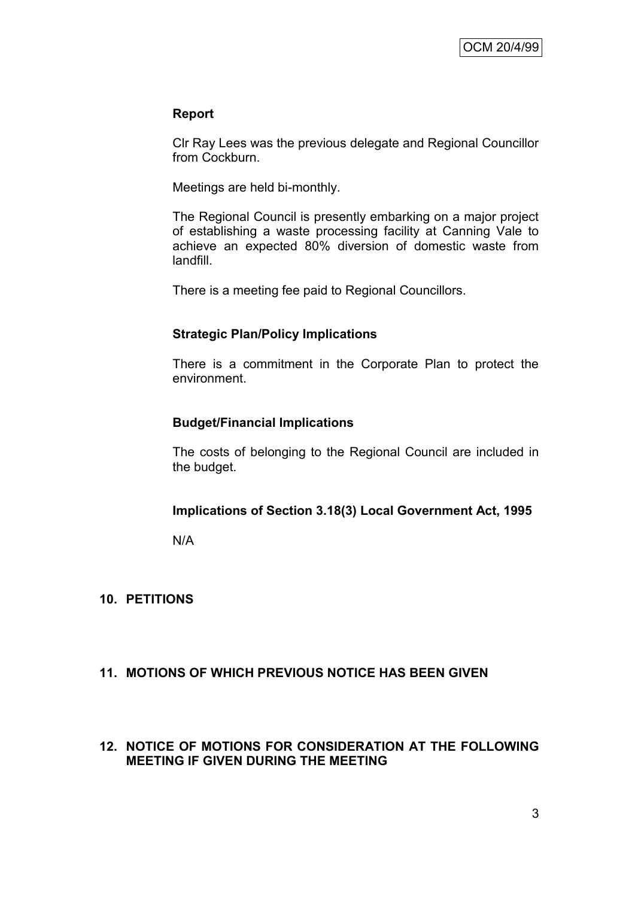**Report**

Clr Ray Lees was the previous delegate and Regional Councillor from Cockburn.

Meetings are held bi-monthly.

The Regional Council is presently embarking on a major project of establishing a waste processing facility at Canning Vale to achieve an expected 80% diversion of domestic waste from landfill.

There is a meeting fee paid to Regional Councillors.

**Strategic Plan/Policy Implications**

There is a commitment in the Corporate Plan to protect the environment.

**Budget/Financial Implications**

The costs of belonging to the Regional Council are included in the budget.

**Implications of Section 3.18(3) Local Government Act, 1995**

N/A

## 10. PETITIONS

## 11. MOTIONS OF WHICH PREVIOUS NOTICE HAS BEEN GIVEN

## 12. NOTICE OF MOTIONS FOR CONSIDERATION AT THE FOLLOWING MEETING IF GIVEN DURING THE MEETING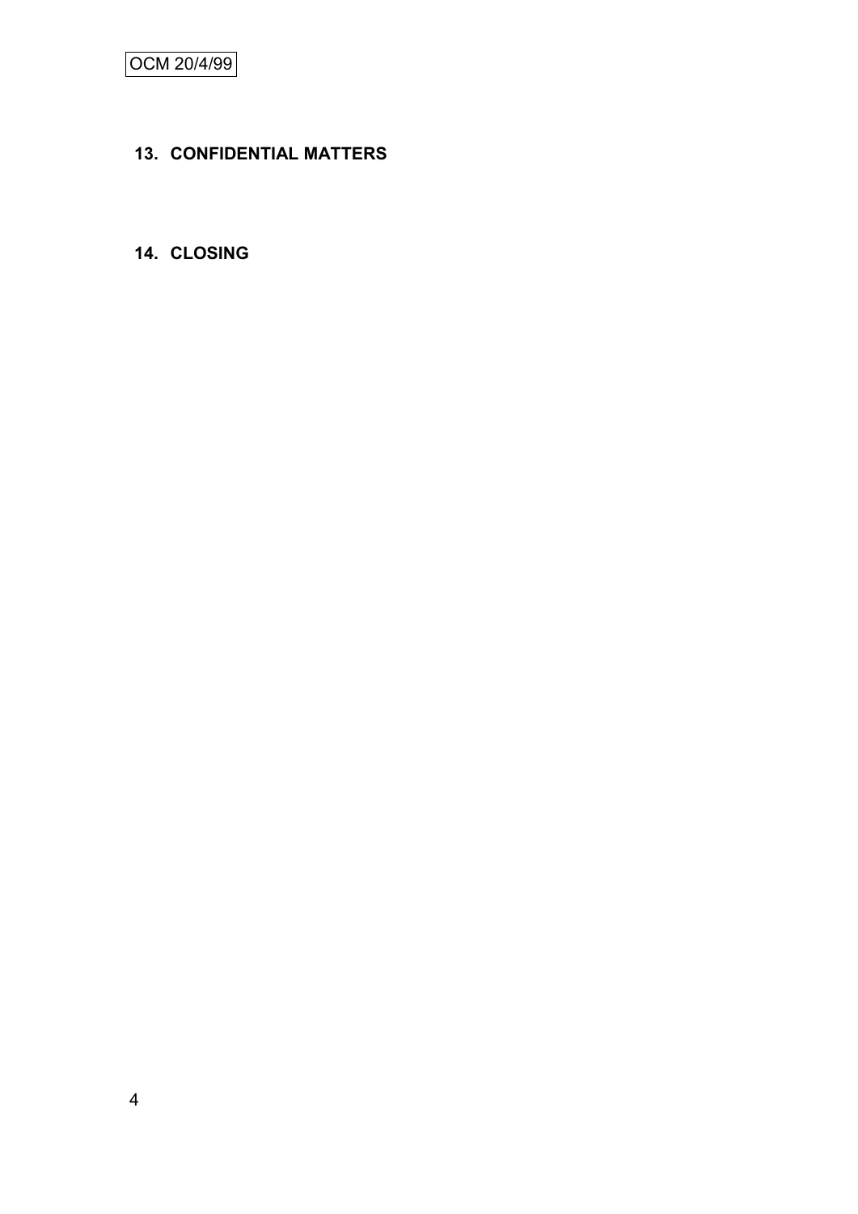## 13. CONFIDENTIAL MATTERS

## 14. CLOSING